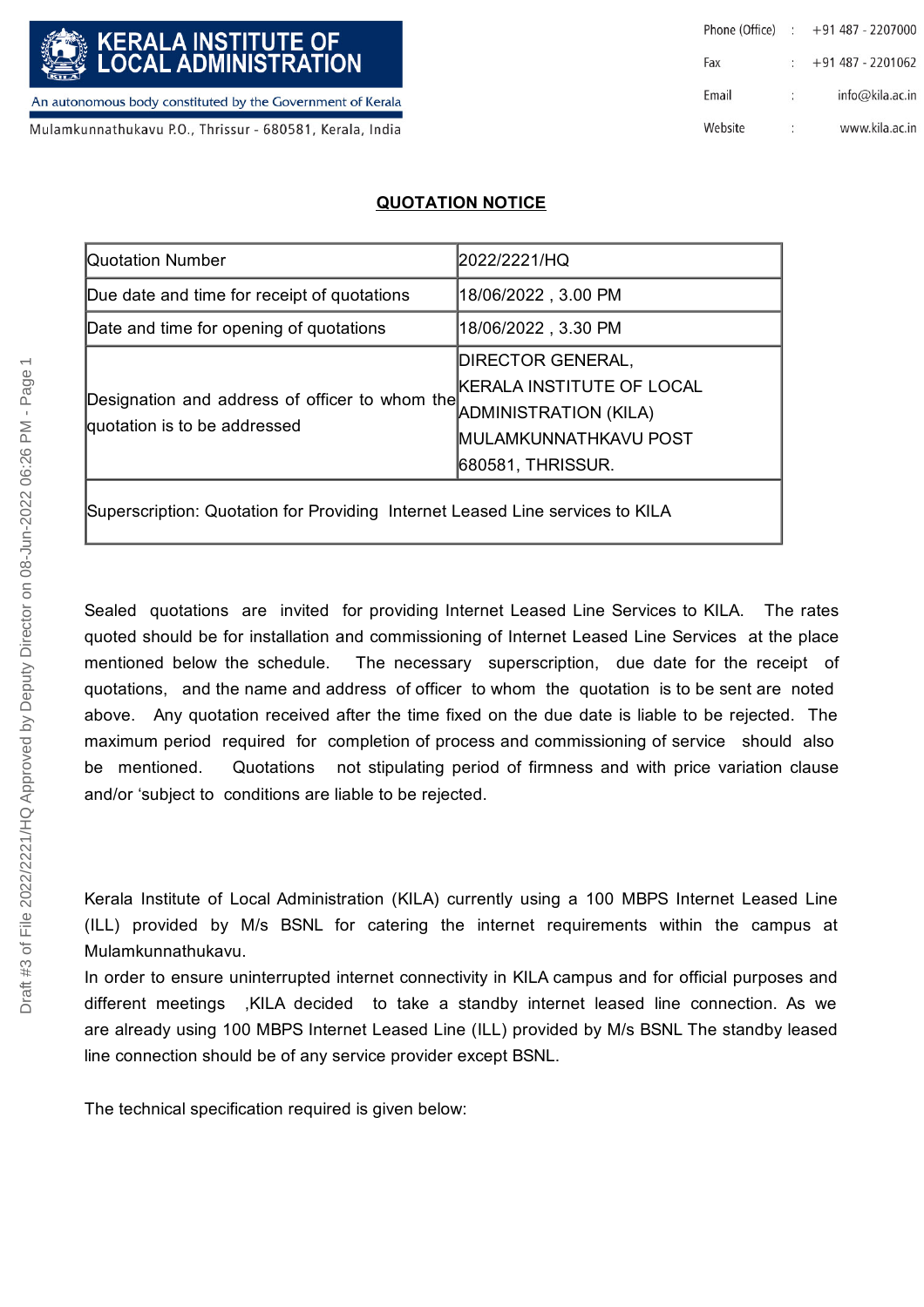**KERALA INSTITUTE OF LOCAL ADMINISTRATION**

An autonomous body constituted by the Government of Kerala

Mulamkunnathukavu P.O., Thrissur - 680581, Kerala, India

Phone (Office) : +91 487 - 2207000
Fax : +91 487 - 2201062
Email : info@kila.ac.in
Website : www.kila.ac.in

## QUOTATION NOTICE

| | |
|---|---|
| Quotation Number | 2022/2221/HQ |
| Due date and time for receipt of quotations | 18/06/2022 , 3.00 PM |
| Date and time for opening of quotations | 18/06/2022 , 3.30 PM |
| Designation and address of officer to whom the quotation is to be addressed | DIRECTOR GENERAL, KERALA INSTITUTE OF LOCAL ADMINISTRATION (KILA) MULAMKUNNATHKAVU POST 680581, THRISSUR. |
| Superscription: Quotation for Providing Internet Leased Line services to KILA | |

Sealed quotations are invited for providing Internet Leased Line Services to KILA. The rates quoted should be for installation and commissioning of Internet Leased Line Services at the place mentioned below the schedule. The necessary superscription, due date for the receipt of quotations, and the name and address of officer to whom the quotation is to be sent are noted above. Any quotation received after the time fixed on the due date is liable to be rejected. The maximum period required for completion of process and commissioning of service should also be mentioned. Quotations not stipulating period of firmness and with price variation clause and/or 'subject to conditions are liable to be rejected.

Kerala Institute of Local Administration (KILA) currently using a 100 MBPS Internet Leased Line (ILL) provided by M/s BSNL for catering the internet requirements within the campus at Mulamkunnathukavu.
In order to ensure uninterrupted internet connectivity in KILA campus and for official purposes and different meetings ,KILA decided to take a standby internet leased line connection. As we are already using 100 MBPS Internet Leased Line (ILL) provided by M/s BSNL The standby leased line connection should be of any service provider except BSNL.

The technical specification required is given below: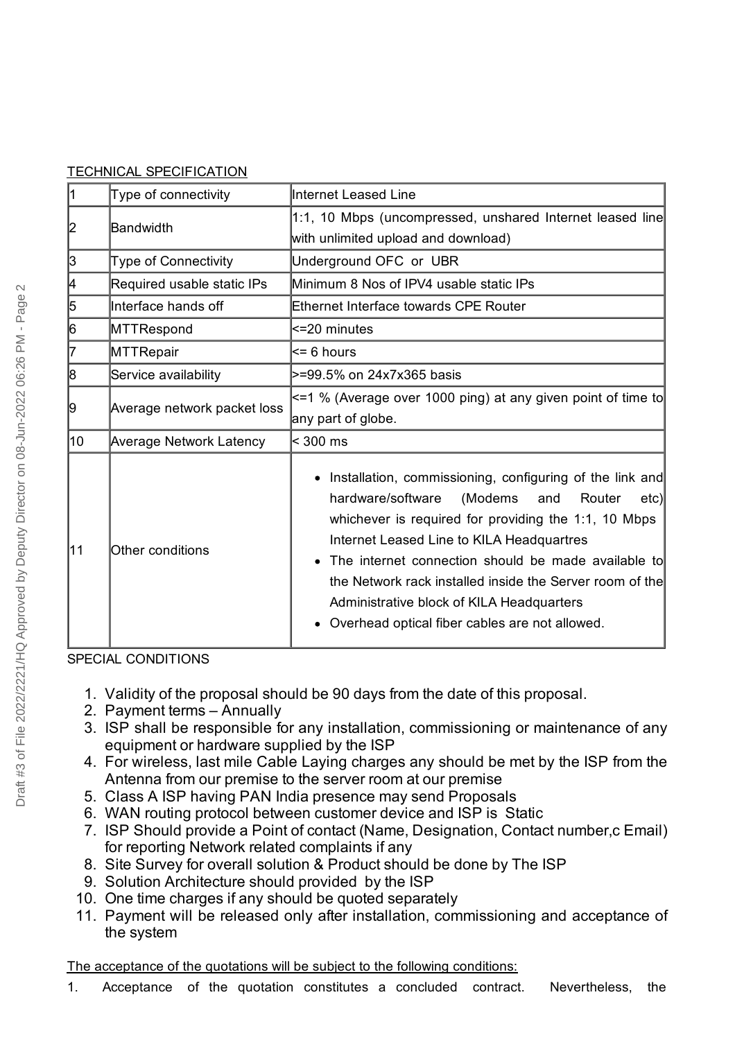TECHNICAL SPECIFICATION

| | | |
|---|---|---|
| 1 | Type of connectivity | Internet Leased Line |
| 2 | Bandwidth | 1:1, 10 Mbps (uncompressed, unshared Internet leased line with unlimited upload and download) |
| 3 | Type of Connectivity | Underground OFC or UBR |
| 4 | Required usable static IPs | Minimum 8 Nos of IPV4 usable static IPs |
| 5 | Interface hands off | Ethernet Interface towards CPE Router |
| 6 | MTTRespond | <=20 minutes |
| 7 | MTTRepair | <= 6 hours |
| 8 | Service availability | >=99.5% on 24x7x365 basis |
| 9 | Average network packet loss | <=1 % (Average over 1000 ping) at any given point of time to any part of globe. |
| 10 | Average Network Latency | < 300 ms |
| 11 | Other conditions | • Installation, commissioning, configuring of the link and hardware/software (Modems and Router etc) whichever is required for providing the 1:1, 10 Mbps Internet Leased Line to KILA Headquartres<br>• The internet connection should be made available to the Network rack installed inside the Server room of the Administrative block of KILA Headquarters<br>• Overhead optical fiber cables are not allowed. |

SPECIAL CONDITIONS

1. Validity of the proposal should be 90 days from the date of this proposal.
2. Payment terms – Annually
3. ISP shall be responsible for any installation, commissioning or maintenance of any equipment or hardware supplied by the ISP
4. For wireless, last mile Cable Laying charges any should be met by the ISP from the Antenna from our premise to the server room at our premise
5. Class A ISP having PAN India presence may send Proposals
6. WAN routing protocol between customer device and ISP is Static
7. ISP Should provide a Point of contact (Name, Designation, Contact number,c Email) for reporting Network related complaints if any
8. Site Survey for overall solution & Product should be done by The ISP
9. Solution Architecture should provided by the ISP
10. One time charges if any should be quoted separately
11. Payment will be released only after installation, commissioning and acceptance of the system

The acceptance of the quotations will be subject to the following conditions:

1. Acceptance of the quotation constitutes a concluded contract. Nevertheless, the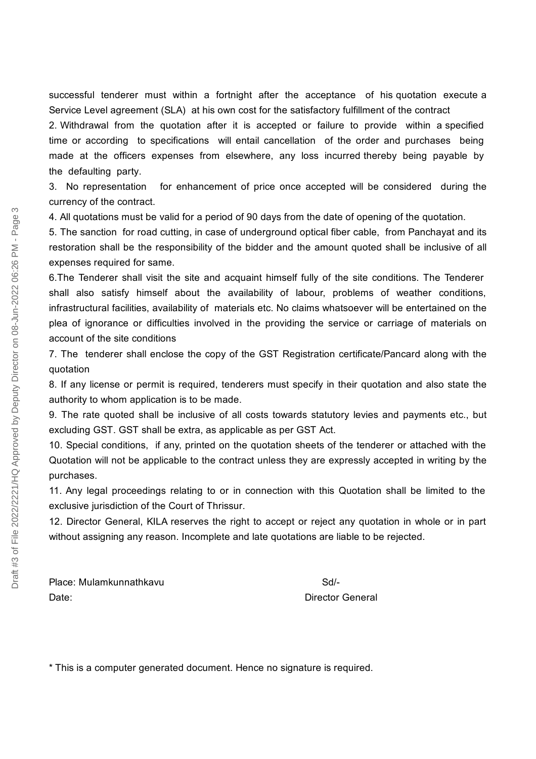successful tenderer must within a fortnight after the acceptance of his quotation execute a Service Level agreement (SLA) at his own cost for the satisfactory fulfillment of the contract

2. Withdrawal from the quotation after it is accepted or failure to provide within a specified time or according to specifications will entail cancellation of the order and purchases being made at the officers expenses from elsewhere, any loss incurred thereby being payable by the defaulting party.

3. No representation for enhancement of price once accepted will be considered during the currency of the contract.

4. All quotations must be valid for a period of 90 days from the date of opening of the quotation.

5. The sanction for road cutting, in case of underground optical fiber cable, from Panchayat and its restoration shall be the responsibility of the bidder and the amount quoted shall be inclusive of all expenses required for same.

6.The Tenderer shall visit the site and acquaint himself fully of the site conditions. The Tenderer shall also satisfy himself about the availability of labour, problems of weather conditions, infrastructural facilities, availability of materials etc. No claims whatsoever will be entertained on the plea of ignorance or difficulties involved in the providing the service or carriage of materials on account of the site conditions

7. The tenderer shall enclose the copy of the GST Registration certificate/Pancard along with the quotation

8. If any license or permit is required, tenderers must specify in their quotation and also state the authority to whom application is to be made.

9. The rate quoted shall be inclusive of all costs towards statutory levies and payments etc., but excluding GST. GST shall be extra, as applicable as per GST Act.

10. Special conditions, if any, printed on the quotation sheets of the tenderer or attached with the Quotation will not be applicable to the contract unless they are expressly accepted in writing by the purchases.

11. Any legal proceedings relating to or in connection with this Quotation shall be limited to the exclusive jurisdiction of the Court of Thrissur.

12. Director General, KILA reserves the right to accept or reject any quotation in whole or in part without assigning any reason. Incomplete and late quotations are liable to be rejected.

Place: Mulamkunnathkavu

Date:

Sd/-

Director General

\* This is a computer generated document. Hence no signature is required.